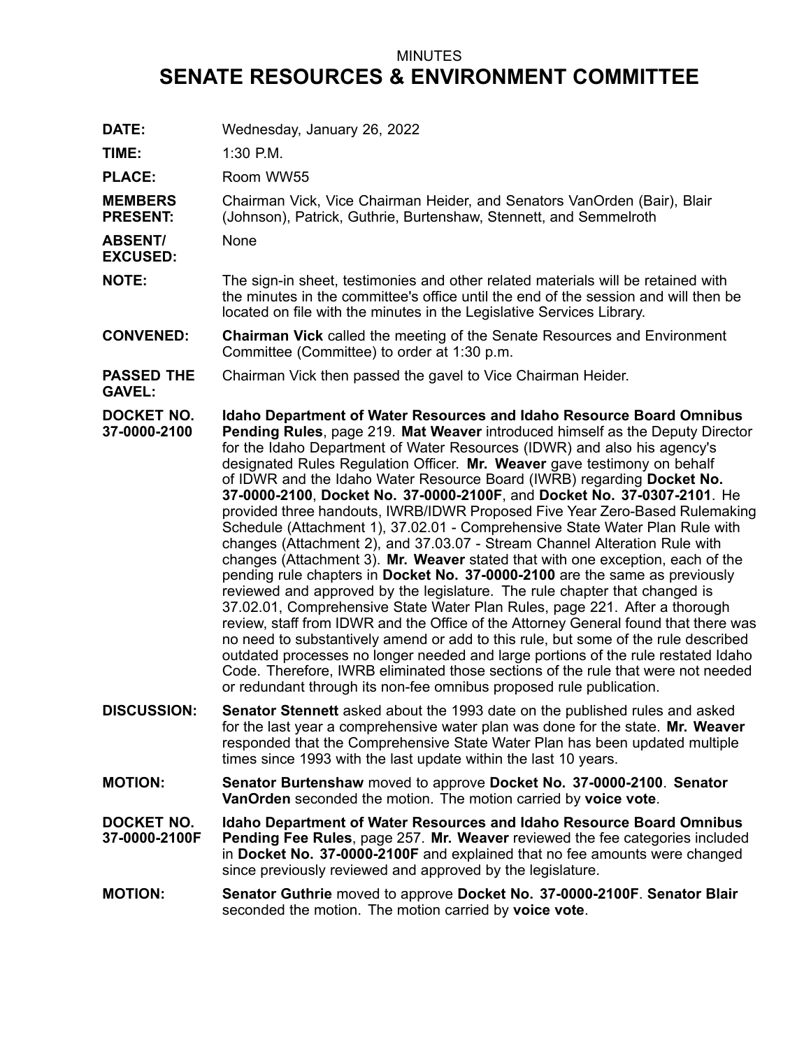MINUTES

# SENATE RESOURCES & ENVIRONMENT COMMITTEE

**DATE:** Wednesday, January 26, 2022

**TIME:** 1:30 P.M.

**PLACE:** Room WW55

**MEMBERS PRESENT:** Chairman Vick, Vice Chairman Heider, and Senators VanOrden (Bair), Blair (Johnson), Patrick, Guthrie, Burtenshaw, Stennett, and Semmelroth

**ABSENT/ EXCUSED:** None

**NOTE:** The sign-in sheet, testimonies and other related materials will be retained with the minutes in the committee's office until the end of the session and will then be located on file with the minutes in the Legislative Services Library.

**CONVENED:** **Chairman Vick** called the meeting of the Senate Resources and Environment Committee (Committee) to order at 1:30 p.m.

**PASSED THE GAVEL:** Chairman Vick then passed the gavel to Vice Chairman Heider.

**DOCKET NO. 37-0000-2100** **Idaho Department of Water Resources and Idaho Resource Board Omnibus Pending Rules**, page 219. **Mat Weaver** introduced himself as the Deputy Director for the Idaho Department of Water Resources (IDWR) and also his agency's designated Rules Regulation Officer. **Mr. Weaver** gave testimony on behalf of IDWR and the Idaho Water Resource Board (IWRB) regarding **Docket No. 37-0000-2100**, **Docket No. 37-0000-2100F**, and **Docket No. 37-0307-2101**. He provided three handouts, IWRB/IDWR Proposed Five Year Zero-Based Rulemaking Schedule (Attachment 1), 37.02.01 - Comprehensive State Water Plan Rule with changes (Attachment 2), and 37.03.07 - Stream Channel Alteration Rule with changes (Attachment 3). **Mr. Weaver** stated that with one exception, each of the pending rule chapters in **Docket No. 37-0000-2100** are the same as previously reviewed and approved by the legislature. The rule chapter that changed is 37.02.01, Comprehensive State Water Plan Rules, page 221. After a thorough review, staff from IDWR and the Office of the Attorney General found that there was no need to substantively amend or add to this rule, but some of the rule described outdated processes no longer needed and large portions of the rule restated Idaho Code. Therefore, IWRB eliminated those sections of the rule that were not needed or redundant through its non-fee omnibus proposed rule publication.

**DISCUSSION:** **Senator Stennett** asked about the 1993 date on the published rules and asked for the last year a comprehensive water plan was done for the state. **Mr. Weaver** responded that the Comprehensive State Water Plan has been updated multiple times since 1993 with the last update within the last 10 years.

**MOTION:** **Senator Burtenshaw** moved to approve **Docket No. 37-0000-2100**. **Senator VanOrden** seconded the motion. The motion carried by **voice vote**.

**DOCKET NO. 37-0000-2100F** **Idaho Department of Water Resources and Idaho Resource Board Omnibus Pending Fee Rules**, page 257. **Mr. Weaver** reviewed the fee categories included in **Docket No. 37-0000-2100F** and explained that no fee amounts were changed since previously reviewed and approved by the legislature.

**MOTION:** **Senator Guthrie** moved to approve **Docket No. 37-0000-2100F**. **Senator Blair** seconded the motion. The motion carried by **voice vote**.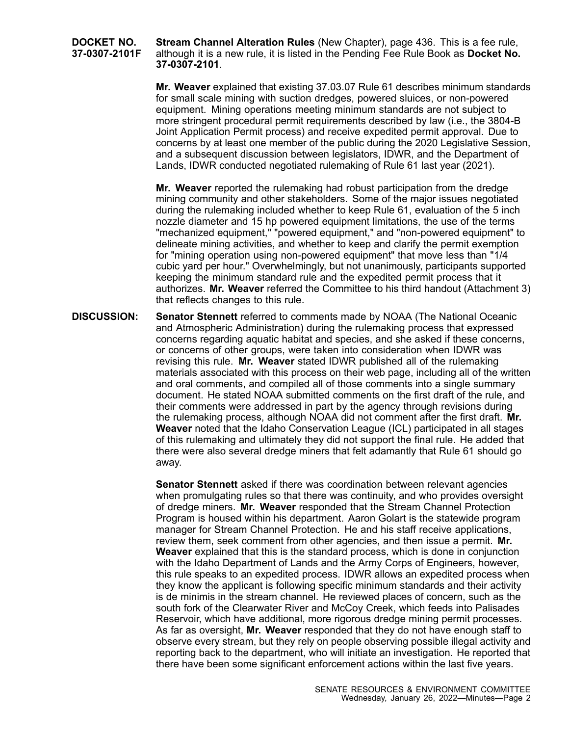**DOCKET NO. 37-0307-2101F** **Stream Channel Alteration Rules** (New Chapter), page 436. This is a fee rule, although it is a new rule, it is listed in the Pending Fee Rule Book as **Docket No. 37-0307-2101**.

**Mr. Weaver** explained that existing 37.03.07 Rule 61 describes minimum standards for small scale mining with suction dredges, powered sluices, or non-powered equipment. Mining operations meeting minimum standards are not subject to more stringent procedural permit requirements described by law (i.e., the 3804-B Joint Application Permit process) and receive expedited permit approval. Due to concerns by at least one member of the public during the 2020 Legislative Session, and a subsequent discussion between legislators, IDWR, and the Department of Lands, IDWR conducted negotiated rulemaking of Rule 61 last year (2021).

**Mr. Weaver** reported the rulemaking had robust participation from the dredge mining community and other stakeholders. Some of the major issues negotiated during the rulemaking included whether to keep Rule 61, evaluation of the 5 inch nozzle diameter and 15 hp powered equipment limitations, the use of the terms "mechanized equipment," "powered equipment," and "non-powered equipment" to delineate mining activities, and whether to keep and clarify the permit exemption for "mining operation using non-powered equipment" that move less than "1/4 cubic yard per hour." Overwhelmingly, but not unanimously, participants supported keeping the minimum standard rule and the expedited permit process that it authorizes. **Mr. Weaver** referred the Committee to his third handout (Attachment 3) that reflects changes to this rule.

**DISCUSSION:** **Senator Stennett** referred to comments made by NOAA (The National Oceanic and Atmospheric Administration) during the rulemaking process that expressed concerns regarding aquatic habitat and species, and she asked if these concerns, or concerns of other groups, were taken into consideration when IDWR was revising this rule. **Mr. Weaver** stated IDWR published all of the rulemaking materials associated with this process on their web page, including all of the written and oral comments, and compiled all of those comments into a single summary document. He stated NOAA submitted comments on the first draft of the rule, and their comments were addressed in part by the agency through revisions during the rulemaking process, although NOAA did not comment after the first draft. **Mr. Weaver** noted that the Idaho Conservation League (ICL) participated in all stages of this rulemaking and ultimately they did not support the final rule. He added that there were also several dredge miners that felt adamantly that Rule 61 should go away.

**Senator Stennett** asked if there was coordination between relevant agencies when promulgating rules so that there was continuity, and who provides oversight of dredge miners. **Mr. Weaver** responded that the Stream Channel Protection Program is housed within his department. Aaron Golart is the statewide program manager for Stream Channel Protection. He and his staff receive applications, review them, seek comment from other agencies, and then issue a permit. **Mr. Weaver** explained that this is the standard process, which is done in conjunction with the Idaho Department of Lands and the Army Corps of Engineers, however, this rule speaks to an expedited process. IDWR allows an expedited process when they know the applicant is following specific minimum standards and their activity is de minimis in the stream channel. He reviewed places of concern, such as the south fork of the Clearwater River and McCoy Creek, which feeds into Palisades Reservoir, which have additional, more rigorous dredge mining permit processes. As far as oversight, **Mr. Weaver** responded that they do not have enough staff to observe every stream, but they rely on people observing possible illegal activity and reporting back to the department, who will initiate an investigation. He reported that there have been some significant enforcement actions within the last five years.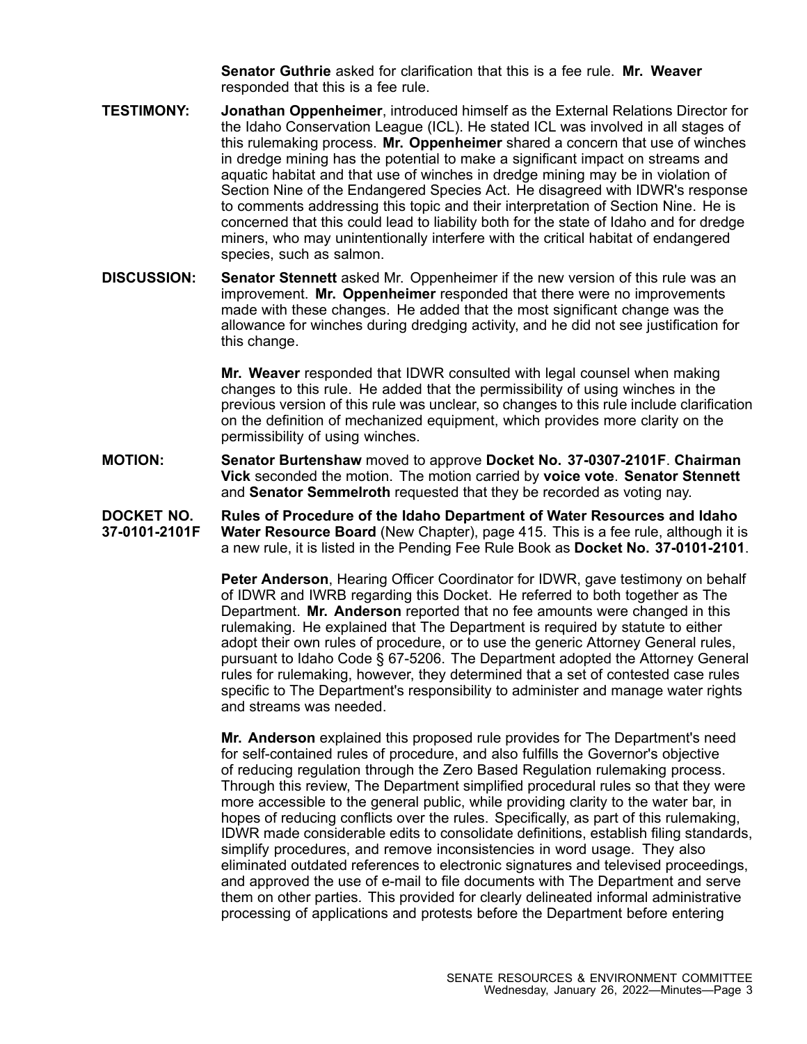**Senator Guthrie** asked for clarification that this is a fee rule. **Mr. Weaver** responded that this is a fee rule.

**TESTIMONY:** **Jonathan Oppenheimer**, introduced himself as the External Relations Director for the Idaho Conservation League (ICL). He stated ICL was involved in all stages of this rulemaking process. **Mr. Oppenheimer** shared a concern that use of winches in dredge mining has the potential to make a significant impact on streams and aquatic habitat and that use of winches in dredge mining may be in violation of Section Nine of the Endangered Species Act. He disagreed with IDWR's response to comments addressing this topic and their interpretation of Section Nine. He is concerned that this could lead to liability both for the state of Idaho and for dredge miners, who may unintentionally interfere with the critical habitat of endangered species, such as salmon.

**DISCUSSION:** **Senator Stennett** asked Mr. Oppenheimer if the new version of this rule was an improvement. **Mr. Oppenheimer** responded that there were no improvements made with these changes. He added that the most significant change was the allowance for winches during dredging activity, and he did not see justification for this change.

**Mr. Weaver** responded that IDWR consulted with legal counsel when making changes to this rule. He added that the permissibility of using winches in the previous version of this rule was unclear, so changes to this rule include clarification on the definition of mechanized equipment, which provides more clarity on the permissibility of using winches.

**MOTION:** **Senator Burtenshaw** moved to approve **Docket No. 37-0307-2101F**. **Chairman Vick** seconded the motion. The motion carried by **voice vote**. **Senator Stennett** and **Senator Semmelroth** requested that they be recorded as voting nay.

**DOCKET NO. 37-0101-2101F** **Rules of Procedure of the Idaho Department of Water Resources and Idaho Water Resource Board** (New Chapter), page 415. This is a fee rule, although it is a new rule, it is listed in the Pending Fee Rule Book as **Docket No. 37-0101-2101**.

**Peter Anderson**, Hearing Officer Coordinator for IDWR, gave testimony on behalf of IDWR and IWRB regarding this Docket. He referred to both together as The Department. **Mr. Anderson** reported that no fee amounts were changed in this rulemaking. He explained that The Department is required by statute to either adopt their own rules of procedure, or to use the generic Attorney General rules, pursuant to Idaho Code § 67-5206. The Department adopted the Attorney General rules for rulemaking, however, they determined that a set of contested case rules specific to The Department's responsibility to administer and manage water rights and streams was needed.

**Mr. Anderson** explained this proposed rule provides for The Department's need for self-contained rules of procedure, and also fulfills the Governor's objective of reducing regulation through the Zero Based Regulation rulemaking process. Through this review, The Department simplified procedural rules so that they were more accessible to the general public, while providing clarity to the water bar, in hopes of reducing conflicts over the rules. Specifically, as part of this rulemaking, IDWR made considerable edits to consolidate definitions, establish filing standards, simplify procedures, and remove inconsistencies in word usage. They also eliminated outdated references to electronic signatures and televised proceedings, and approved the use of e-mail to file documents with The Department and serve them on other parties. This provided for clearly delineated informal administrative processing of applications and protests before the Department before entering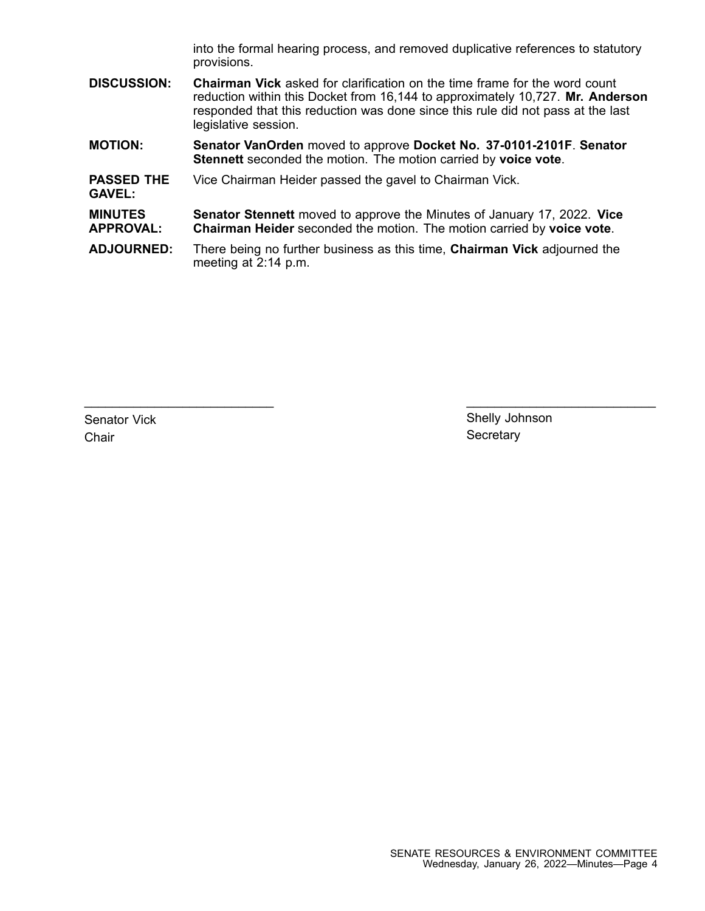into the formal hearing process, and removed duplicative references to statutory provisions.

**DISCUSSION:** **Chairman Vick** asked for clarification on the time frame for the word count reduction within this Docket from 16,144 to approximately 10,727. **Mr. Anderson** responded that this reduction was done since this rule did not pass at the last legislative session.

**MOTION:** **Senator VanOrden** moved to approve **Docket No. 37-0101-2101F**. **Senator Stennett** seconded the motion. The motion carried by **voice vote**.

**PASSED THE GAVEL:** Vice Chairman Heider passed the gavel to Chairman Vick.

**MINUTES APPROVAL:** **Senator Stennett** moved to approve the Minutes of January 17, 2022. **Vice Chairman Heider** seconded the motion. The motion carried by **voice vote**.

**ADJOURNED:** There being no further business as this time, **Chairman Vick** adjourned the meeting at 2:14 p.m.

___________________________
Senator Vick
Chair

___________________________
Shelly Johnson
Secretary